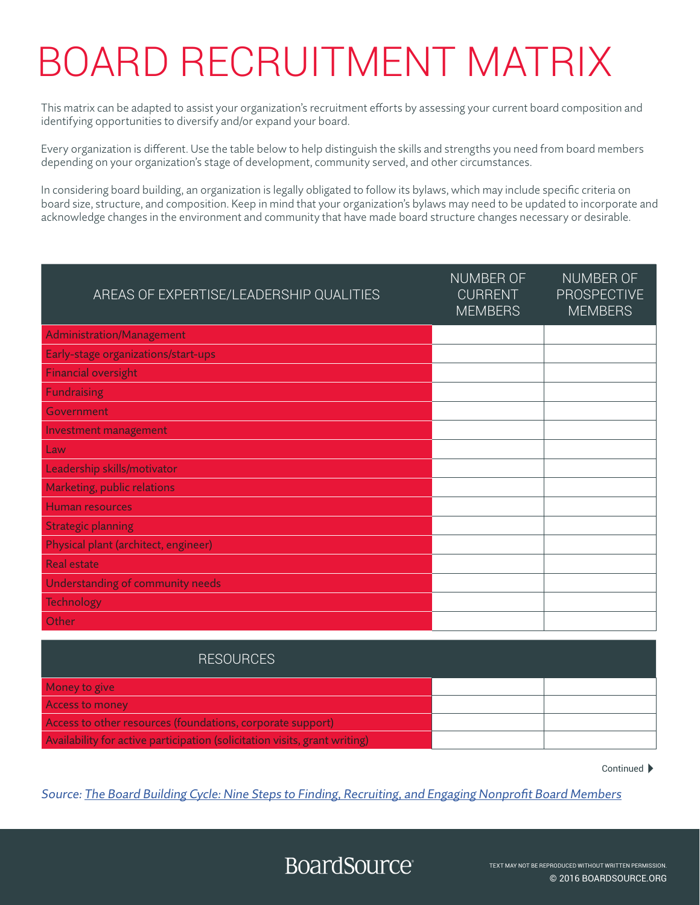# BOARD RECRUITMENT MATRIX

This matrix can be adapted to assist your organization's recruitment efforts by assessing your current board composition and identifying opportunities to diversify and/or expand your board.

Every organization is different. Use the table below to help distinguish the skills and strengths you need from board members depending on your organization's stage of development, community served, and other circumstances.

In considering board building, an organization is legally obligated to follow its bylaws, which may include specific criteria on board size, structure, and composition. Keep in mind that your organization's bylaws may need to be updated to incorporate and acknowledge changes in the environment and community that have made board structure changes necessary or desirable.

| AREAS OF EXPERTISE/LEADERSHIP QUALITIES | NUMBER OF CURRENT MEMBERS | NUMBER OF PROSPECTIVE MEMBERS |
|---|---|---|
| Administration/Management | | |
| Early-stage organizations/start-ups | | |
| Financial oversight | | |
| Fundraising | | |
| Government | | |
| Investment management | | |
| Law | | |
| Leadership skills/motivator | | |
| Marketing, public relations | | |
| Human resources | | |
| Strategic planning | | |
| Physical plant (architect, engineer) | | |
| Real estate | | |
| Understanding of community needs | | |
| Technology | | |
| Other | | |

| RESOURCES | | |
|---|---|---|
| Money to give | | |
| Access to money | | |
| Access to other resources (foundations, corporate support) | | |
| Availability for active participation (solicitation visits, grant writing) | | |

Continued ▶

*Source: The Board Building Cycle: Nine Steps to Finding, Recruiting, and Engaging Nonprofit Board Members*

BoardSource

TEXT MAY NOT BE REPRODUCED WITHOUT WRITTEN PERMISSION.
© 2016 BOARDSOURCE.ORG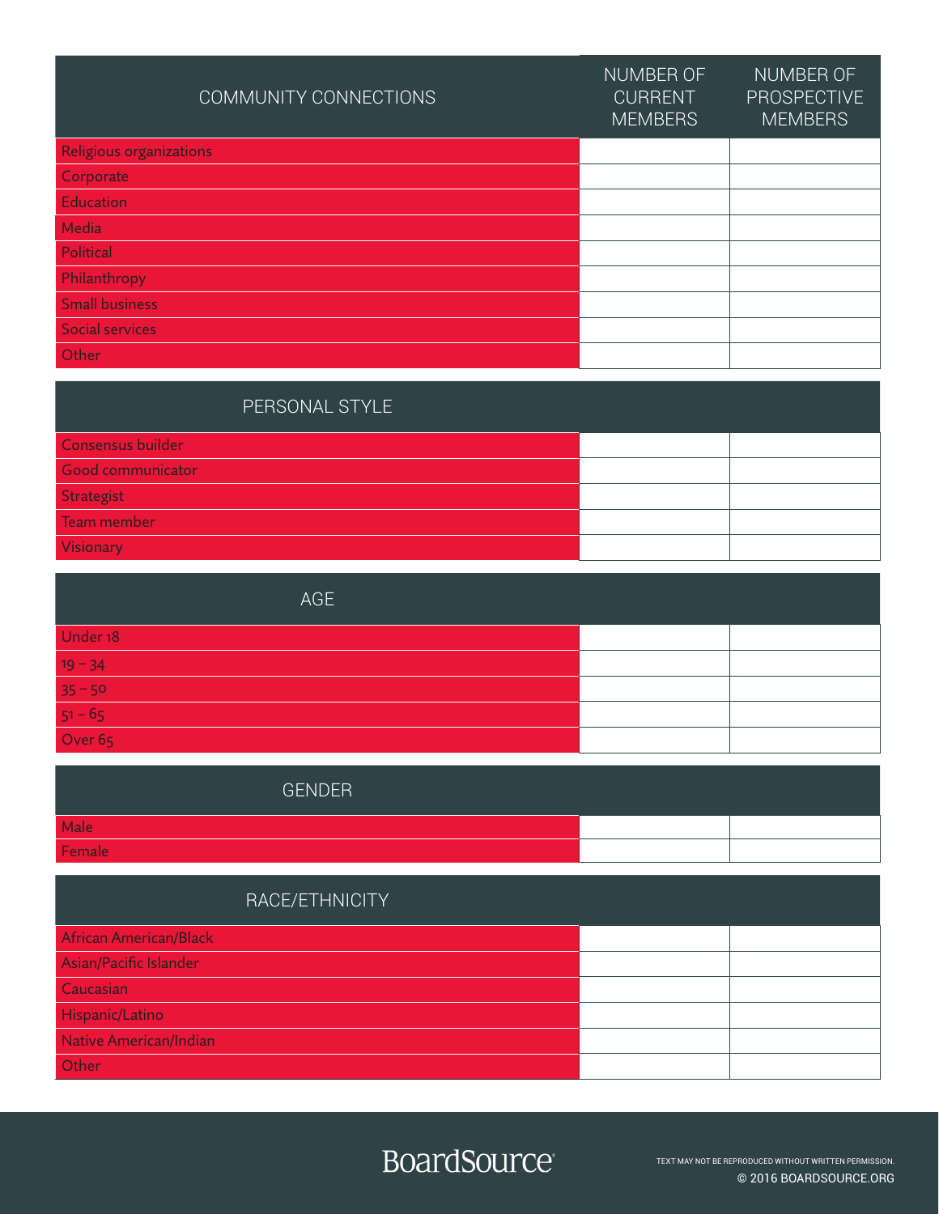| COMMUNITY CONNECTIONS | NUMBER OF CURRENT MEMBERS | NUMBER OF PROSPECTIVE MEMBERS |
|---|---|---|
| Religious organizations | | |
| Corporate | | |
| Education | | |
| Media | | |
| Political | | |
| Philanthropy | | |
| Small business | | |
| Social services | | |
| Other | | |

| PERSONAL STYLE | | |
|---|---|---|
| Consensus builder | | |
| Good communicator | | |
| Strategist | | |
| Team member | | |
| Visionary | | |

| AGE | | |
|---|---|---|
| Under 18 | | |
| 19 – 34 | | |
| 35 – 50 | | |
| 51 – 65 | | |
| Over 65 | | |

| GENDER | | |
|---|---|---|
| Male | | |
| Female | | |

| RACE/ETHNICITY | | |
|---|---|---|
| African American/Black | | |
| Asian/Pacific Islander | | |
| Caucasian | | |
| Hispanic/Latino | | |
| Native American/Indian | | |
| Other | | |

BoardSource

TEXT MAY NOT BE REPRODUCED WITHOUT WRITTEN PERMISSION.

© 2016 BOARDSOURCE.ORG